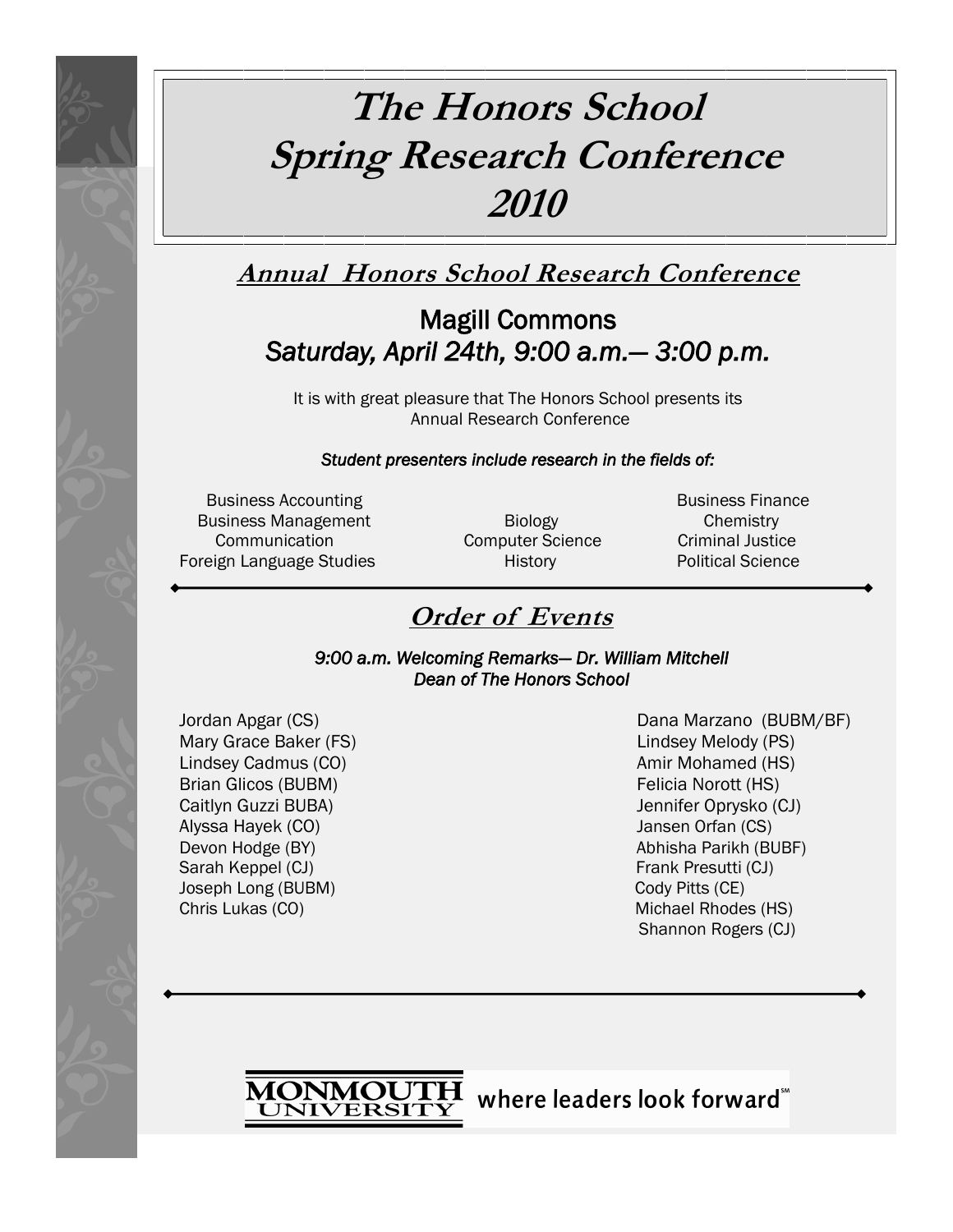# The Honors School Spring Research Conference 2010

## Annual Honors School Research Conference

### Magill Commons
### *Saturday, April 24th, 9:00 a.m.— 3:00 p.m.*

It is with great pleasure that The Honors School presents its Annual Research Conference

***Student presenters include research in the fields of:***

- Business Accounting
- Business Management
- Communication
- Foreign Language Studies
- Biology
- Computer Science
- History
- Business Finance
- Chemistry
- Criminal Justice
- Political Science

## Order of Events

***9:00 a.m. Welcoming Remarks— Dr. William Mitchell***
***Dean of The Honors School***

Jordan Apgar (CS)
Mary Grace Baker (FS)
Lindsey Cadmus (CO)
Brian Glicos (BUBM)
Caitlyn Guzzi BUBA)
Alyssa Hayek (CO)
Devon Hodge (BY)
Sarah Keppel (CJ)
Joseph Long (BUBM)
Chris Lukas (CO)
Dana Marzano (BUBM/BF)
Lindsey Melody (PS)
Amir Mohamed (HS)
Felicia Norott (HS)
Jennifer Oprysko (CJ)
Jansen Orfan (CS)
Abhisha Parikh (BUBF)
Frank Presutti (CJ)
Cody Pitts (CE)
Michael Rhodes (HS)
Shannon Rogers (CJ)

MONMOUTH UNIVERSITY where leaders look forward℠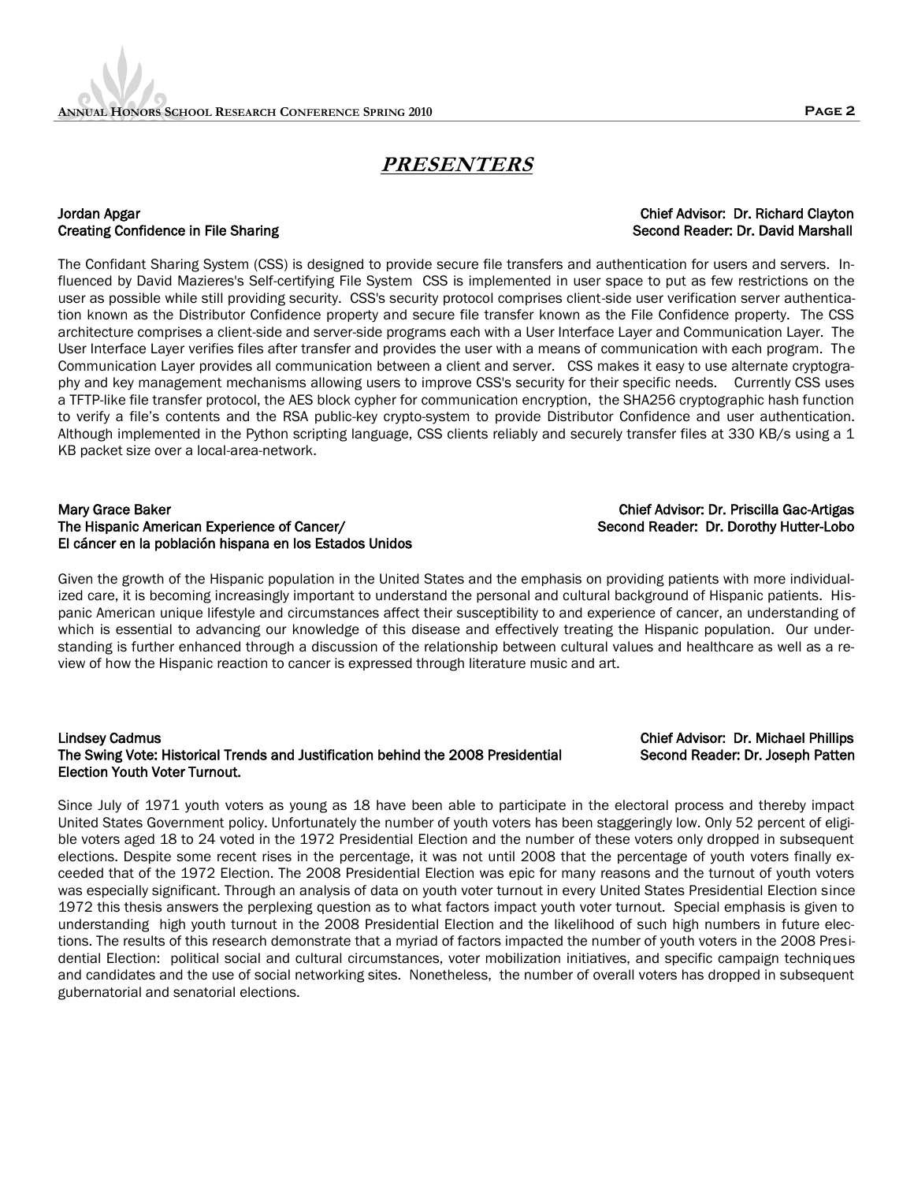## ***PRESENTERS***

**Jordan Apgar**
**Creating Confidence in File Sharing**

**Chief Advisor: Dr. Richard Clayton**
**Second Reader: Dr. David Marshall**

The Confidant Sharing System (CSS) is designed to provide secure file transfers and authentication for users and servers. Influenced by David Mazieres's Self-certifying File System CSS is implemented in user space to put as few restrictions on the user as possible while still providing security. CSS's security protocol comprises client-side user verification server authentication known as the Distributor Confidence property and secure file transfer known as the File Confidence property. The CSS architecture comprises a client-side and server-side programs each with a User Interface Layer and Communication Layer. The User Interface Layer verifies files after transfer and provides the user with a means of communication with each program. The Communication Layer provides all communication between a client and server. CSS makes it easy to use alternate cryptography and key management mechanisms allowing users to improve CSS's security for their specific needs. Currently CSS uses a TFTP-like file transfer protocol, the AES block cypher for communication encryption, the SHA256 cryptographic hash function to verify a file's contents and the RSA public-key crypto-system to provide Distributor Confidence and user authentication. Although implemented in the Python scripting language, CSS clients reliably and securely transfer files at 330 KB/s using a 1 KB packet size over a local-area-network.

**Mary Grace Baker**
**The Hispanic American Experience of Cancer/**
**El cáncer en la población hispana en los Estados Unidos**

**Chief Advisor: Dr. Priscilla Gac-Artigas**
**Second Reader: Dr. Dorothy Hutter-Lobo**

Given the growth of the Hispanic population in the United States and the emphasis on providing patients with more individualized care, it is becoming increasingly important to understand the personal and cultural background of Hispanic patients. Hispanic American unique lifestyle and circumstances affect their susceptibility to and experience of cancer, an understanding of which is essential to advancing our knowledge of this disease and effectively treating the Hispanic population. Our understanding is further enhanced through a discussion of the relationship between cultural values and healthcare as well as a review of how the Hispanic reaction to cancer is expressed through literature music and art.

**Lindsey Cadmus**
**The Swing Vote: Historical Trends and Justification behind the 2008 Presidential Election Youth Voter Turnout.**

**Chief Advisor: Dr. Michael Phillips**
**Second Reader: Dr. Joseph Patten**

Since July of 1971 youth voters as young as 18 have been able to participate in the electoral process and thereby impact United States Government policy. Unfortunately the number of youth voters has been staggeringly low. Only 52 percent of eligible voters aged 18 to 24 voted in the 1972 Presidential Election and the number of these voters only dropped in subsequent elections. Despite some recent rises in the percentage, it was not until 2008 that the percentage of youth voters finally exceeded that of the 1972 Election. The 2008 Presidential Election was epic for many reasons and the turnout of youth voters was especially significant. Through an analysis of data on youth voter turnout in every United States Presidential Election since 1972 this thesis answers the perplexing question as to what factors impact youth voter turnout. Special emphasis is given to understanding high youth turnout in the 2008 Presidential Election and the likelihood of such high numbers in future elections. The results of this research demonstrate that a myriad of factors impacted the number of youth voters in the 2008 Presidential Election: political social and cultural circumstances, voter mobilization initiatives, and specific campaign techniques and candidates and the use of social networking sites. Nonetheless, the number of overall voters has dropped in subsequent gubernatorial and senatorial elections.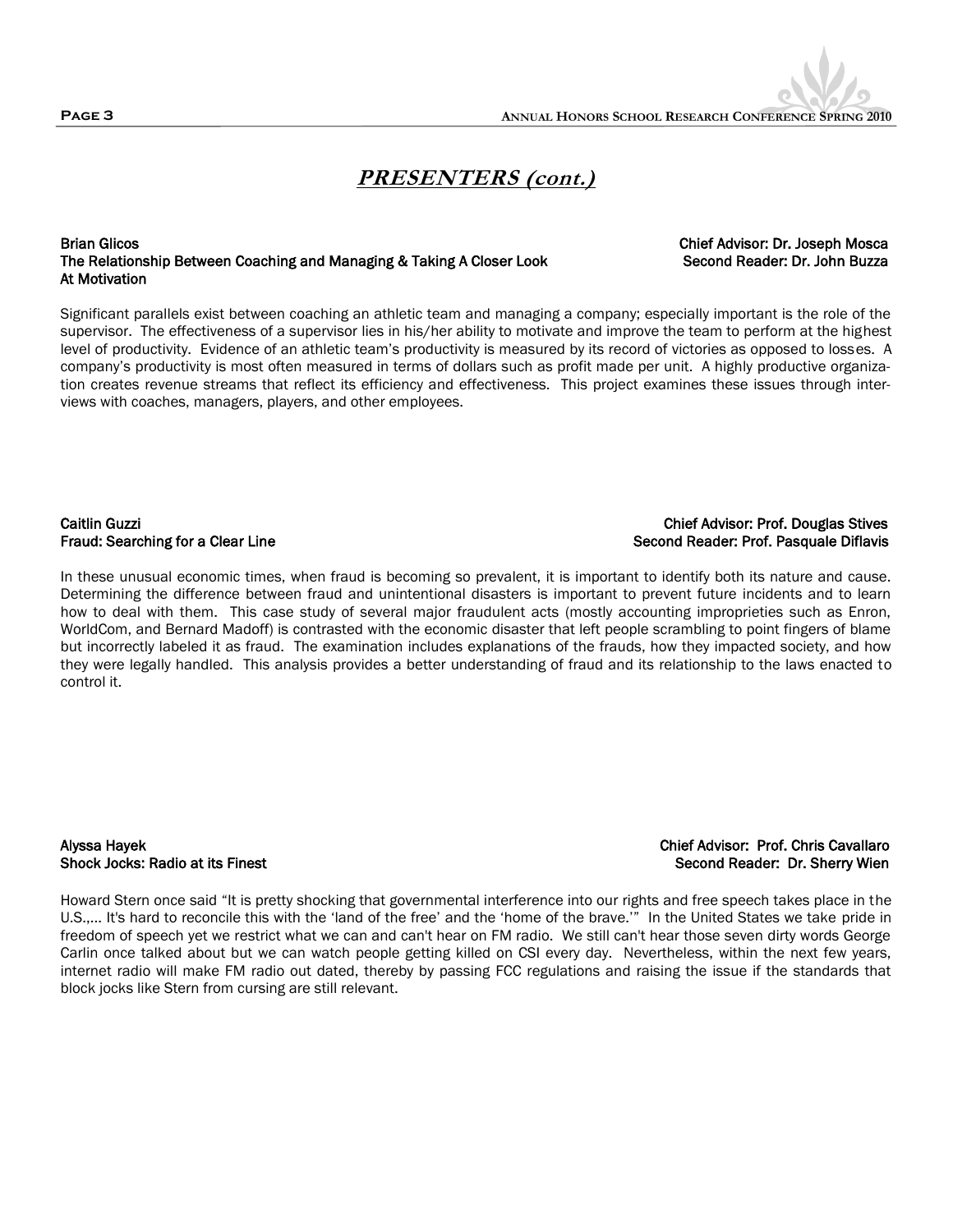## ***PRESENTERS (cont.)***

**Brian Glicos**
**The Relationship Between Coaching and Managing & Taking A Closer Look At Motivation**

**Chief Advisor: Dr. Joseph Mosca**
**Second Reader: Dr. John Buzza**

Significant parallels exist between coaching an athletic team and managing a company; especially important is the role of the supervisor. The effectiveness of a supervisor lies in his/her ability to motivate and improve the team to perform at the highest level of productivity. Evidence of an athletic team's productivity is measured by its record of victories as opposed to losses. A company's productivity is most often measured in terms of dollars such as profit made per unit. A highly productive organization creates revenue streams that reflect its efficiency and effectiveness. This project examines these issues through interviews with coaches, managers, players, and other employees.

**Caitlin Guzzi**
**Fraud: Searching for a Clear Line**

**Chief Advisor: Prof. Douglas Stives**
**Second Reader: Prof. Pasquale Diflavis**

In these unusual economic times, when fraud is becoming so prevalent, it is important to identify both its nature and cause. Determining the difference between fraud and unintentional disasters is important to prevent future incidents and to learn how to deal with them. This case study of several major fraudulent acts (mostly accounting improprieties such as Enron, WorldCom, and Bernard Madoff) is contrasted with the economic disaster that left people scrambling to point fingers of blame but incorrectly labeled it as fraud. The examination includes explanations of the frauds, how they impacted society, and how they were legally handled. This analysis provides a better understanding of fraud and its relationship to the laws enacted to control it.

**Alyssa Hayek**
**Shock Jocks: Radio at its Finest**

**Chief Advisor: Prof. Chris Cavallaro**
**Second Reader: Dr. Sherry Wien**

Howard Stern once said "It is pretty shocking that governmental interference into our rights and free speech takes place in the U.S.,... It's hard to reconcile this with the 'land of the free' and the 'home of the brave.'" In the United States we take pride in freedom of speech yet we restrict what we can and can't hear on FM radio. We still can't hear those seven dirty words George Carlin once talked about but we can watch people getting killed on CSI every day. Nevertheless, within the next few years, internet radio will make FM radio out dated, thereby by passing FCC regulations and raising the issue if the standards that block jocks like Stern from cursing are still relevant.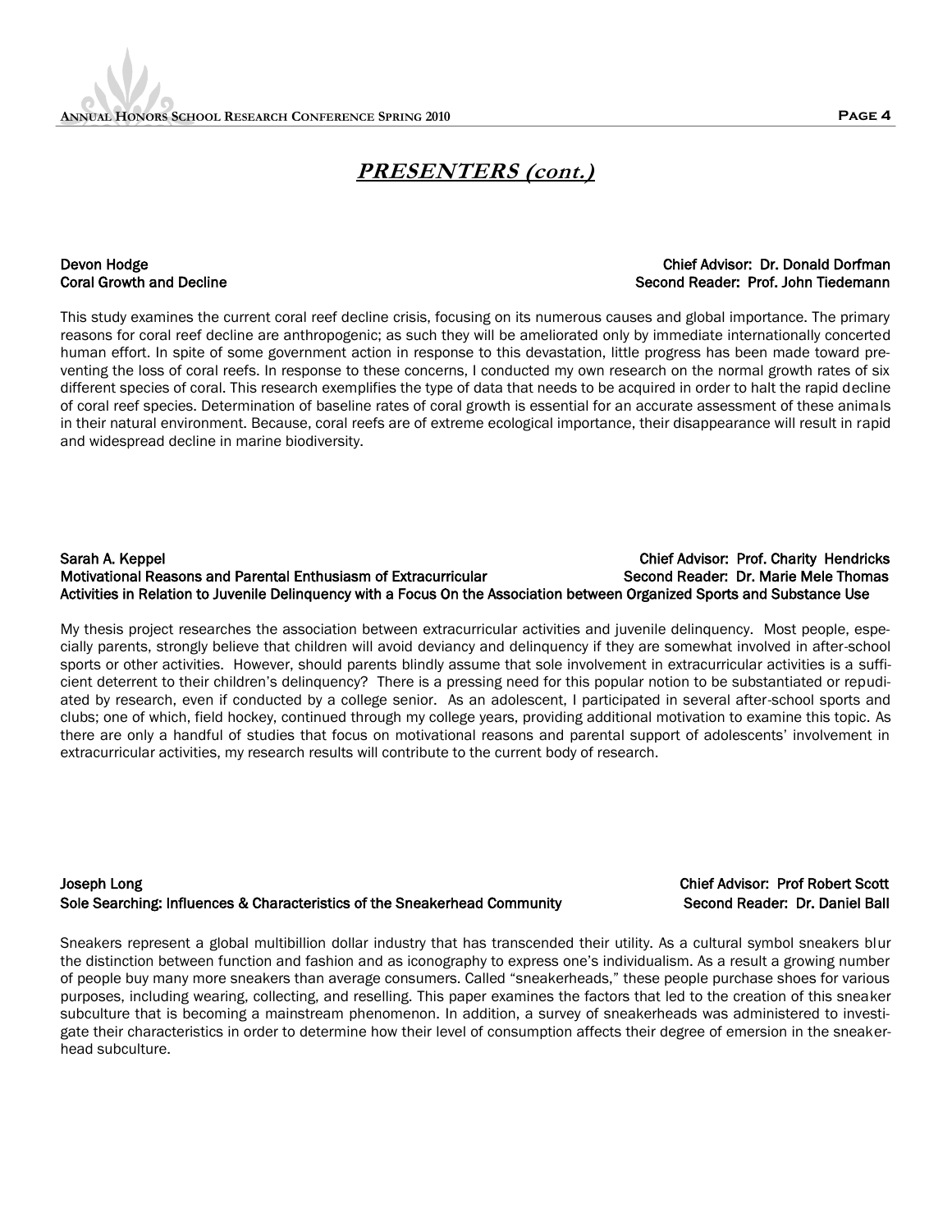## *PRESENTERS (cont.)*

**Devon Hodge** — **Chief Advisor: Dr. Donald Dorfman**
**Coral Growth and Decline** — **Second Reader: Prof. John Tiedemann**

This study examines the current coral reef decline crisis, focusing on its numerous causes and global importance. The primary reasons for coral reef decline are anthropogenic; as such they will be ameliorated only by immediate internationally concerted human effort. In spite of some government action in response to this devastation, little progress has been made toward preventing the loss of coral reefs. In response to these concerns, I conducted my own research on the normal growth rates of six different species of coral. This research exemplifies the type of data that needs to be acquired in order to halt the rapid decline of coral reef species. Determination of baseline rates of coral growth is essential for an accurate assessment of these animals in their natural environment. Because, coral reefs are of extreme ecological importance, their disappearance will result in rapid and widespread decline in marine biodiversity.

**Sarah A. Keppel** — **Chief Advisor: Prof. Charity Hendricks**
**Motivational Reasons and Parental Enthusiasm of Extracurricular Activities in Relation to Juvenile Delinquency with a Focus On the Association between Organized Sports and Substance Use** — **Second Reader: Dr. Marie Mele Thomas**

My thesis project researches the association between extracurricular activities and juvenile delinquency. Most people, especially parents, strongly believe that children will avoid deviancy and delinquency if they are somewhat involved in after-school sports or other activities. However, should parents blindly assume that sole involvement in extracurricular activities is a sufficient deterrent to their children's delinquency? There is a pressing need for this popular notion to be substantiated or repudiated by research, even if conducted by a college senior. As an adolescent, I participated in several after-school sports and clubs; one of which, field hockey, continued through my college years, providing additional motivation to examine this topic. As there are only a handful of studies that focus on motivational reasons and parental support of adolescents' involvement in extracurricular activities, my research results will contribute to the current body of research.

**Joseph Long** — **Chief Advisor: Prof Robert Scott**
**Sole Searching: Influences & Characteristics of the Sneakerhead Community** — **Second Reader: Dr. Daniel Ball**

Sneakers represent a global multibillion dollar industry that has transcended their utility. As a cultural symbol sneakers blur the distinction between function and fashion and as iconography to express one's individualism. As a result a growing number of people buy many more sneakers than average consumers. Called "sneakerheads," these people purchase shoes for various purposes, including wearing, collecting, and reselling. This paper examines the factors that led to the creation of this sneaker subculture that is becoming a mainstream phenomenon. In addition, a survey of sneakerheads was administered to investigate their characteristics in order to determine how their level of consumption affects their degree of emersion in the sneakerhead subculture.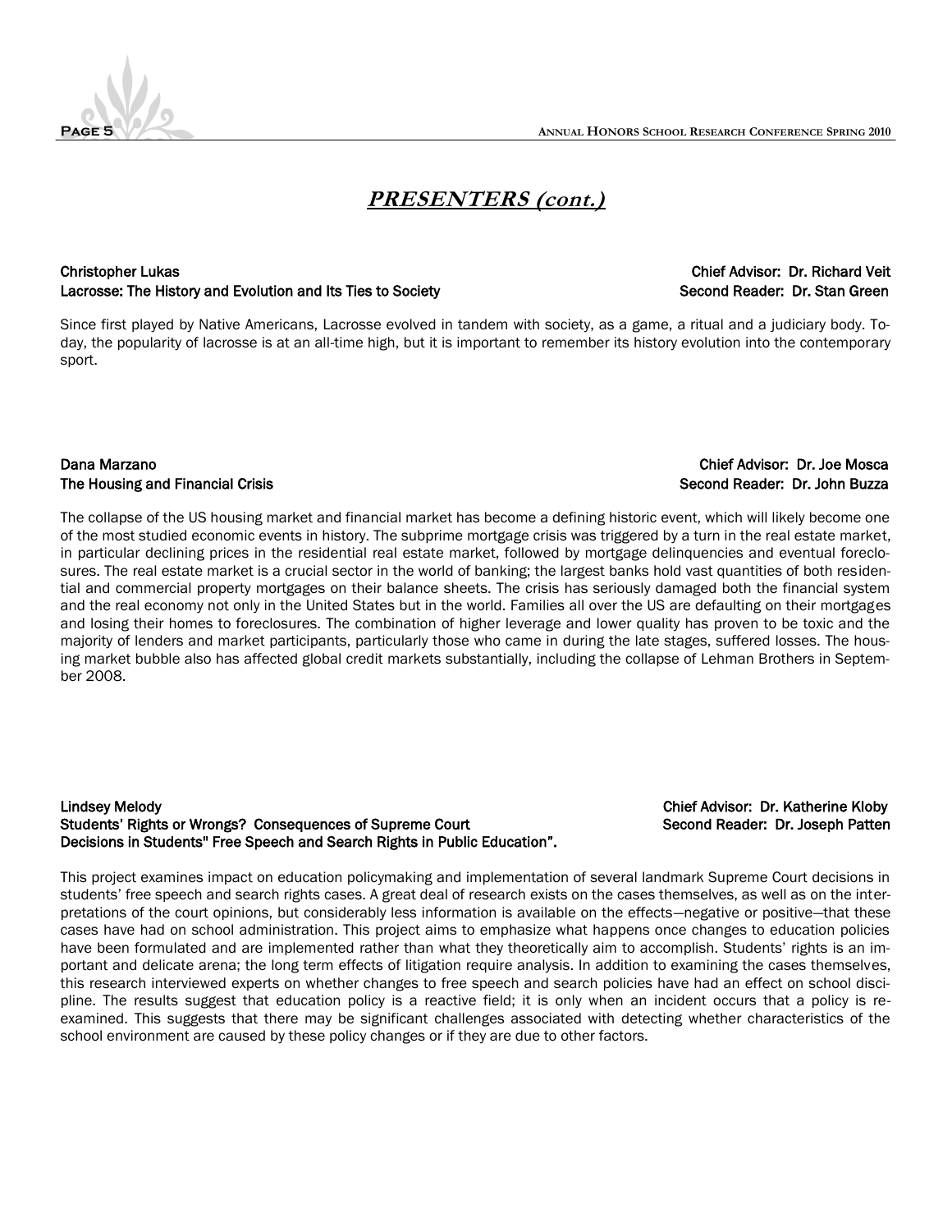## *PRESENTERS (cont.)*

**Christopher Lukas** — **Chief Advisor: Dr. Richard Veit**
**Lacrosse: The History and Evolution and Its Ties to Society** — **Second Reader: Dr. Stan Green**

Since first played by Native Americans, Lacrosse evolved in tandem with society, as a game, a ritual and a judiciary body. Today, the popularity of lacrosse is at an all-time high, but it is important to remember its history evolution into the contemporary sport.

**Dana Marzano** — **Chief Advisor: Dr. Joe Mosca**
**The Housing and Financial Crisis** — **Second Reader: Dr. John Buzza**

The collapse of the US housing market and financial market has become a defining historic event, which will likely become one of the most studied economic events in history. The subprime mortgage crisis was triggered by a turn in the real estate market, in particular declining prices in the residential real estate market, followed by mortgage delinquencies and eventual foreclosures. The real estate market is a crucial sector in the world of banking; the largest banks hold vast quantities of both residential and commercial property mortgages on their balance sheets. The crisis has seriously damaged both the financial system and the real economy not only in the United States but in the world. Families all over the US are defaulting on their mortgages and losing their homes to foreclosures. The combination of higher leverage and lower quality has proven to be toxic and the majority of lenders and market participants, particularly those who came in during the late stages, suffered losses. The housing market bubble also has affected global credit markets substantially, including the collapse of Lehman Brothers in September 2008.

**Lindsey Melody** — **Chief Advisor: Dr. Katherine Kloby**
**Students' Rights or Wrongs? Consequences of Supreme Court Decisions in Students" Free Speech and Search Rights in Public Education".** — **Second Reader: Dr. Joseph Patten**

This project examines impact on education policymaking and implementation of several landmark Supreme Court decisions in students' free speech and search rights cases. A great deal of research exists on the cases themselves, as well as on the interpretations of the court opinions, but considerably less information is available on the effects—negative or positive—that these cases have had on school administration. This project aims to emphasize what happens once changes to education policies have been formulated and are implemented rather than what they theoretically aim to accomplish. Students' rights is an important and delicate arena; the long term effects of litigation require analysis. In addition to examining the cases themselves, this research interviewed experts on whether changes to free speech and search policies have had an effect on school discipline. The results suggest that education policy is a reactive field; it is only when an incident occurs that a policy is re-examined. This suggests that there may be significant challenges associated with detecting whether characteristics of the school environment are caused by these policy changes or if they are due to other factors.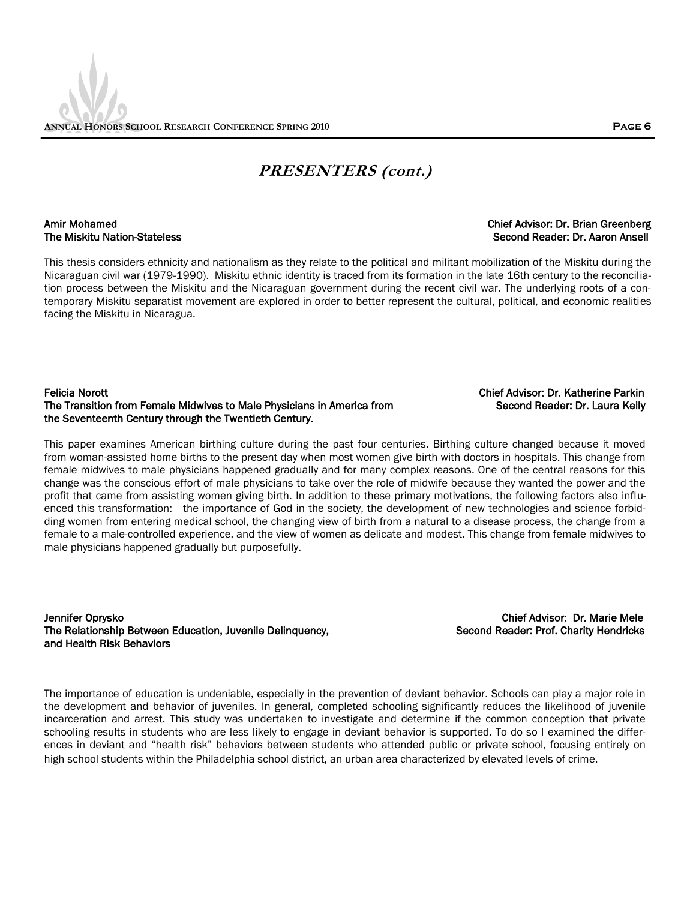## *PRESENTERS (cont.)*

**Amir Mohamed**  
**The Miskitu Nation-Stateless**  
**Chief Advisor: Dr. Brian Greenberg**  
**Second Reader: Dr. Aaron Ansell**

This thesis considers ethnicity and nationalism as they relate to the political and militant mobilization of the Miskitu during the Nicaraguan civil war (1979-1990). Miskitu ethnic identity is traced from its formation in the late 16th century to the reconciliation process between the Miskitu and the Nicaraguan government during the recent civil war. The underlying roots of a contemporary Miskitu separatist movement are explored in order to better represent the cultural, political, and economic realities facing the Miskitu in Nicaragua.

**Felicia Norott**  
**The Transition from Female Midwives to Male Physicians in America from the Seventeenth Century through the Twentieth Century.**  
**Chief Advisor: Dr. Katherine Parkin**  
**Second Reader: Dr. Laura Kelly**

This paper examines American birthing culture during the past four centuries. Birthing culture changed because it moved from woman-assisted home births to the present day when most women give birth with doctors in hospitals. This change from female midwives to male physicians happened gradually and for many complex reasons. One of the central reasons for this change was the conscious effort of male physicians to take over the role of midwife because they wanted the power and the profit that came from assisting women giving birth. In addition to these primary motivations, the following factors also influenced this transformation: the importance of God in the society, the development of new technologies and science forbidding women from entering medical school, the changing view of birth from a natural to a disease process, the change from a female to a male-controlled experience, and the view of women as delicate and modest. This change from female midwives to male physicians happened gradually but purposefully.

**Jennifer Oprysko**  
**The Relationship Between Education, Juvenile Delinquency, and Health Risk Behaviors**  
**Chief Advisor: Dr. Marie Mele**  
**Second Reader: Prof. Charity Hendricks**

The importance of education is undeniable, especially in the prevention of deviant behavior. Schools can play a major role in the development and behavior of juveniles. In general, completed schooling significantly reduces the likelihood of juvenile incarceration and arrest. This study was undertaken to investigate and determine if the common conception that private schooling results in students who are less likely to engage in deviant behavior is supported. To do so I examined the differences in deviant and "health risk" behaviors between students who attended public or private school, focusing entirely on high school students within the Philadelphia school district, an urban area characterized by elevated levels of crime.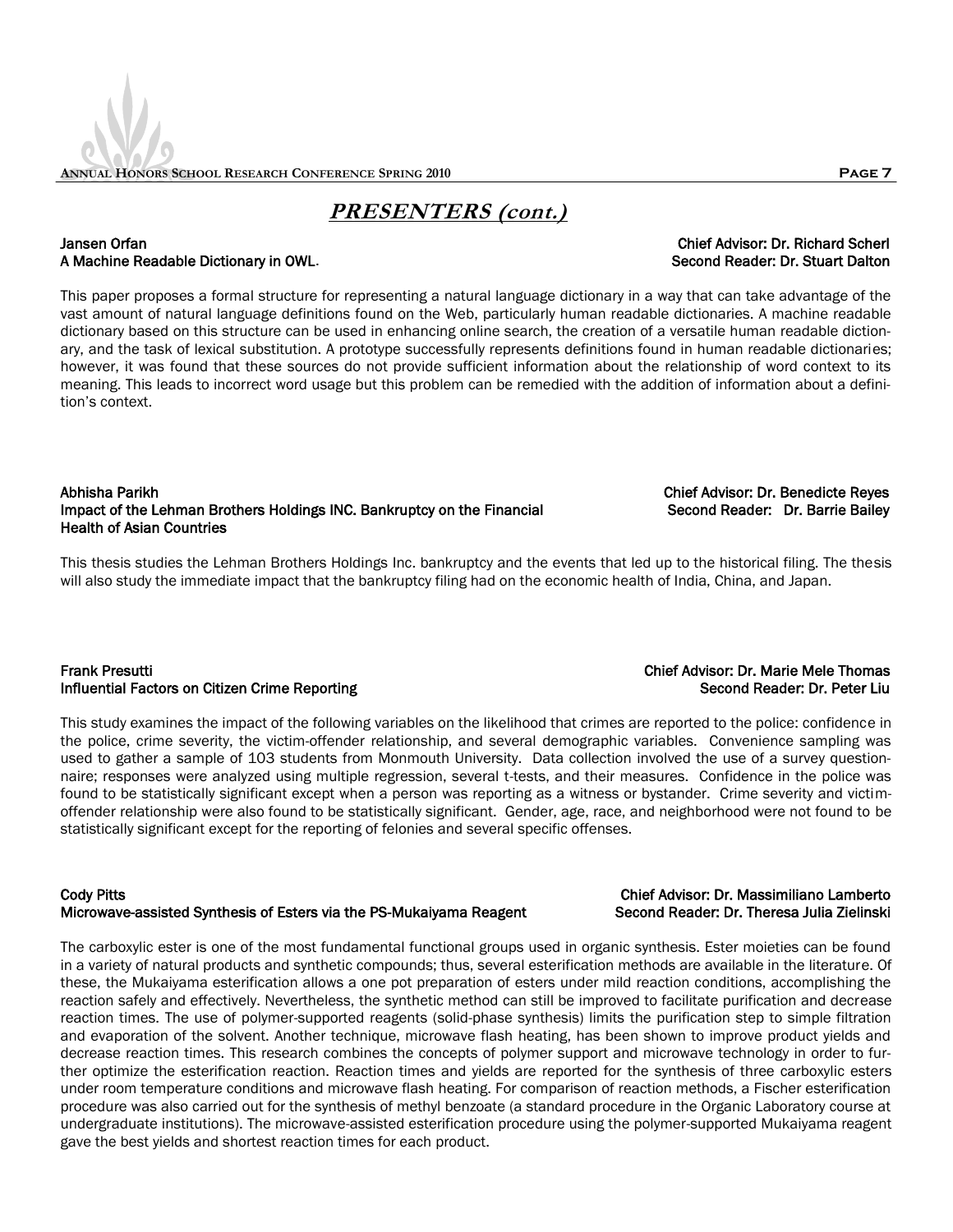## *PRESENTERS (cont.)*

**Jansen Orfan**
**A Machine Readable Dictionary in OWL.**
**Chief Advisor: Dr. Richard Scherl**
**Second Reader: Dr. Stuart Dalton**

This paper proposes a formal structure for representing a natural language dictionary in a way that can take advantage of the vast amount of natural language definitions found on the Web, particularly human readable dictionaries. A machine readable dictionary based on this structure can be used in enhancing online search, the creation of a versatile human readable dictionary, and the task of lexical substitution. A prototype successfully represents definitions found in human readable dictionaries; however, it was found that these sources do not provide sufficient information about the relationship of word context to its meaning. This leads to incorrect word usage but this problem can be remedied with the addition of information about a definition's context.

**Abhisha Parikh**
**Impact of the Lehman Brothers Holdings INC. Bankruptcy on the Financial Health of Asian Countries**
**Chief Advisor: Dr. Benedicte Reyes**
**Second Reader: Dr. Barrie Bailey**

This thesis studies the Lehman Brothers Holdings Inc. bankruptcy and the events that led up to the historical filing. The thesis will also study the immediate impact that the bankruptcy filing had on the economic health of India, China, and Japan.

**Frank Presutti**
**Influential Factors on Citizen Crime Reporting**
**Chief Advisor: Dr. Marie Mele Thomas**
**Second Reader: Dr. Peter Liu**

This study examines the impact of the following variables on the likelihood that crimes are reported to the police: confidence in the police, crime severity, the victim-offender relationship, and several demographic variables. Convenience sampling was used to gather a sample of 103 students from Monmouth University. Data collection involved the use of a survey questionnaire; responses were analyzed using multiple regression, several t-tests, and their measures. Confidence in the police was found to be statistically significant except when a person was reporting as a witness or bystander. Crime severity and victim-offender relationship were also found to be statistically significant. Gender, age, race, and neighborhood were not found to be statistically significant except for the reporting of felonies and several specific offenses.

**Cody Pitts**
**Microwave-assisted Synthesis of Esters via the PS-Mukaiyama Reagent**
**Chief Advisor: Dr. Massimiliano Lamberto**
**Second Reader: Dr. Theresa Julia Zielinski**

The carboxylic ester is one of the most fundamental functional groups used in organic synthesis. Ester moieties can be found in a variety of natural products and synthetic compounds; thus, several esterification methods are available in the literature. Of these, the Mukaiyama esterification allows a one pot preparation of esters under mild reaction conditions, accomplishing the reaction safely and effectively. Nevertheless, the synthetic method can still be improved to facilitate purification and decrease reaction times. The use of polymer-supported reagents (solid-phase synthesis) limits the purification step to simple filtration and evaporation of the solvent. Another technique, microwave flash heating, has been shown to improve product yields and decrease reaction times. This research combines the concepts of polymer support and microwave technology in order to further optimize the esterification reaction. Reaction times and yields are reported for the synthesis of three carboxylic esters under room temperature conditions and microwave flash heating. For comparison of reaction methods, a Fischer esterification procedure was also carried out for the synthesis of methyl benzoate (a standard procedure in the Organic Laboratory course at undergraduate institutions). The microwave-assisted esterification procedure using the polymer-supported Mukaiyama reagent gave the best yields and shortest reaction times for each product.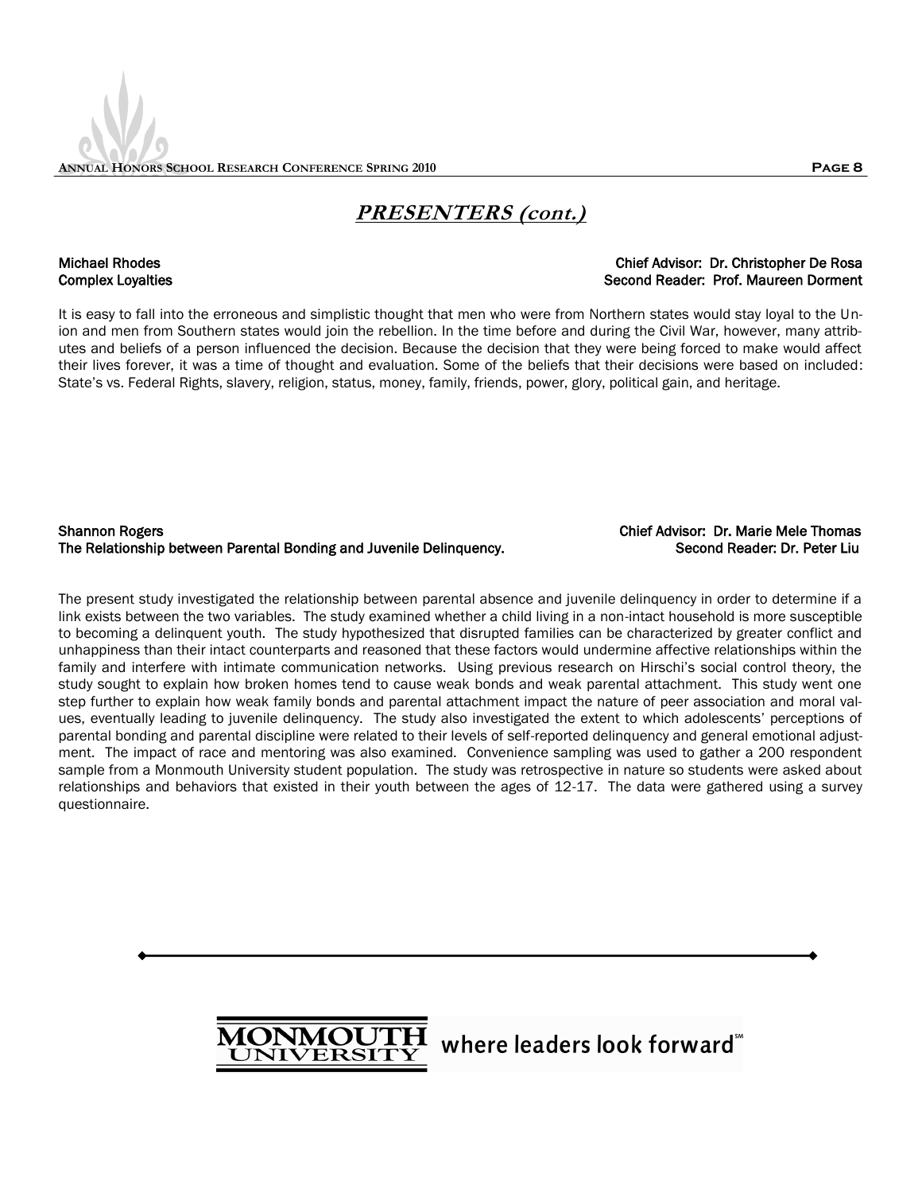## *PRESENTERS (cont.)*

**Michael Rhodes**
**Complex Loyalties**

**Chief Advisor: Dr. Christopher De Rosa**
**Second Reader: Prof. Maureen Dorment**

It is easy to fall into the erroneous and simplistic thought that men who were from Northern states would stay loyal to the Union and men from Southern states would join the rebellion. In the time before and during the Civil War, however, many attributes and beliefs of a person influenced the decision. Because the decision that they were being forced to make would affect their lives forever, it was a time of thought and evaluation. Some of the beliefs that their decisions were based on included: State's vs. Federal Rights, slavery, religion, status, money, family, friends, power, glory, political gain, and heritage.

**Shannon Rogers**
**The Relationship between Parental Bonding and Juvenile Delinquency.**

**Chief Advisor: Dr. Marie Mele Thomas**
**Second Reader: Dr. Peter Liu**

The present study investigated the relationship between parental absence and juvenile delinquency in order to determine if a link exists between the two variables. The study examined whether a child living in a non-intact household is more susceptible to becoming a delinquent youth. The study hypothesized that disrupted families can be characterized by greater conflict and unhappiness than their intact counterparts and reasoned that these factors would undermine affective relationships within the family and interfere with intimate communication networks. Using previous research on Hirschi's social control theory, the study sought to explain how broken homes tend to cause weak bonds and weak parental attachment. This study went one step further to explain how weak family bonds and parental attachment impact the nature of peer association and moral values, eventually leading to juvenile delinquency. The study also investigated the extent to which adolescents' perceptions of parental bonding and parental discipline were related to their levels of self-reported delinquency and general emotional adjustment. The impact of race and mentoring was also examined. Convenience sampling was used to gather a 200 respondent sample from a Monmouth University student population. The study was retrospective in nature so students were asked about relationships and behaviors that existed in their youth between the ages of 12-17. The data were gathered using a survey questionnaire.

MONMOUTH UNIVERSITY where leaders look forward℠